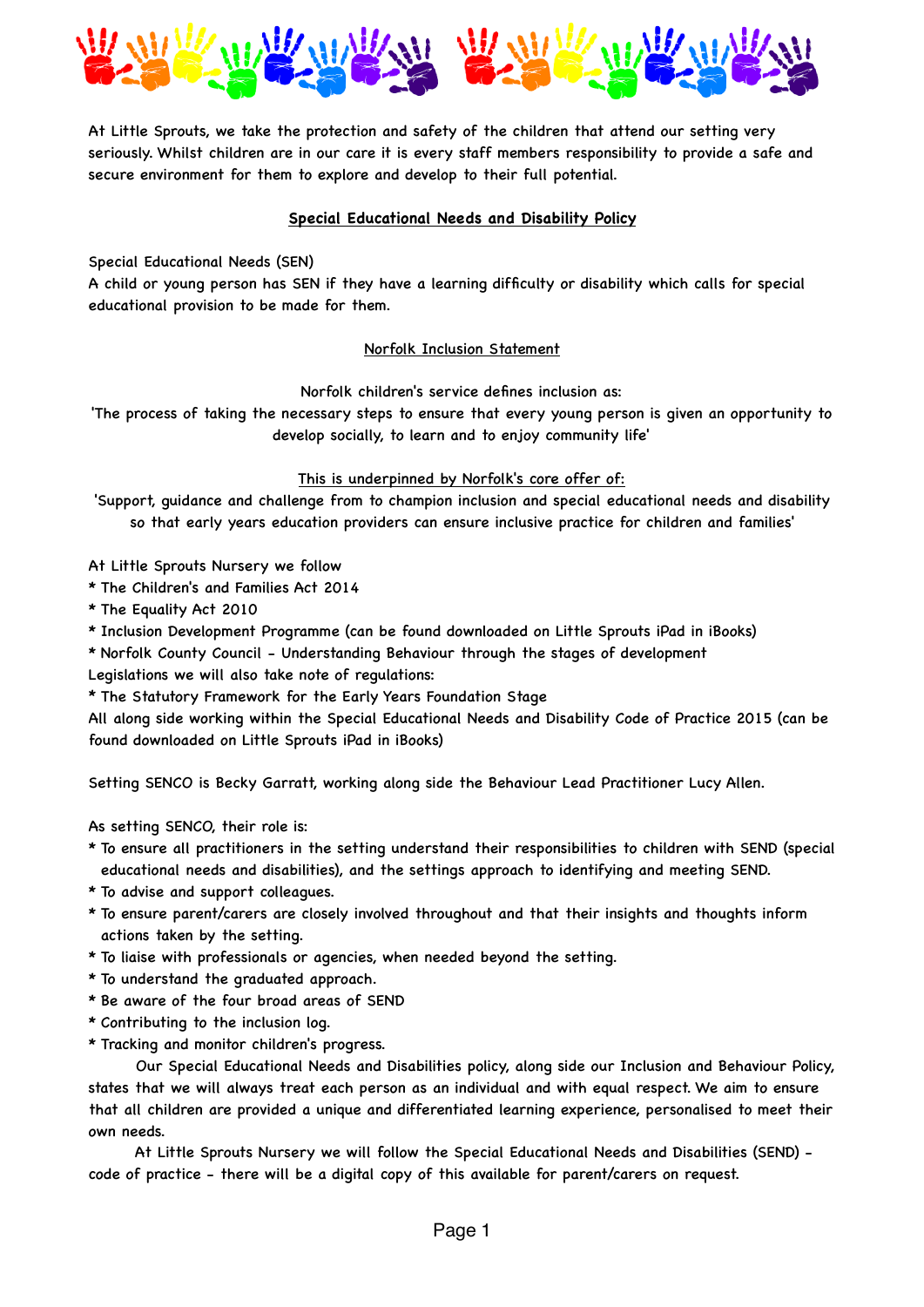At Little Sprouts, we take the protection and safety of the children that attend our setting very seriously. Whilst children are in our care it is every staff members responsibility to provide a safe and secure environment for them to explore and develop to their full potential.

## Special Educational Needs and Disability Policy

Special Educational Needs (SEN)
A child or young person has SEN if they have a learning difficulty or disability which calls for special educational provision to be made for them.

### Norfolk Inclusion Statement

Norfolk children's service defines inclusion as:
'The process of taking the necessary steps to ensure that every young person is given an opportunity to develop socially, to learn and to enjoy community life'

This is underpinned by Norfolk's core offer of:
'Support, guidance and challenge from to champion inclusion and special educational needs and disability so that early years education providers can ensure inclusive practice for children and families'

At Little Sprouts Nursery we follow
* The Children's and Families Act 2014
* The Equality Act 2010
* Inclusion Development Programme (can be found downloaded on Little Sprouts iPad in iBooks)
* Norfolk County Council - Understanding Behaviour through the stages of development

Legislations we will also take note of regulations:
* The Statutory Framework for the Early Years Foundation Stage

All along side working within the Special Educational Needs and Disability Code of Practice 2015 (can be found downloaded on Little Sprouts iPad in iBooks)

Setting SENCO is Becky Garratt, working along side the Behaviour Lead Practitioner Lucy Allen.

As setting SENCO, their role is:
* To ensure all practitioners in the setting understand their responsibilities to children with SEND (special educational needs and disabilities), and the settings approach to identifying and meeting SEND.
* To advise and support colleagues.
* To ensure parent/carers are closely involved throughout and that their insights and thoughts inform actions taken by the setting.
* To liaise with professionals or agencies, when needed beyond the setting.
* To understand the graduated approach.
* Be aware of the four broad areas of SEND
* Contributing to the inclusion log.
* Tracking and monitor children's progress.

Our Special Educational Needs and Disabilities policy, along side our Inclusion and Behaviour Policy, states that we will always treat each person as an individual and with equal respect. We aim to ensure that all children are provided a unique and differentiated learning experience, personalised to meet their own needs.

At Little Sprouts Nursery we will follow the Special Educational Needs and Disabilities (SEND) - code of practice - there will be a digital copy of this available for parent/carers on request.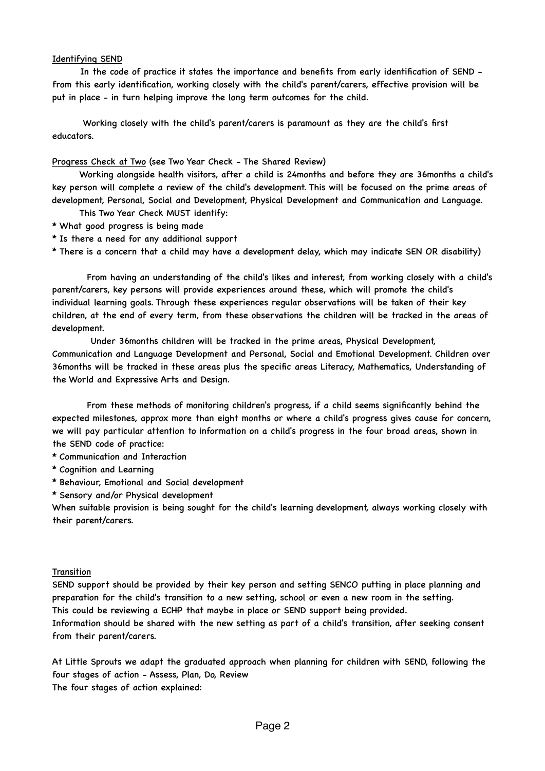## Identifying SEND

In the code of practice it states the importance and benefits from early identification of SEND - from this early identification, working closely with the child's parent/carers, effective provision will be put in place - in turn helping improve the long term outcomes for the child.

Working closely with the child's parent/carers is paramount as they are the child's first educators.

## Progress Check at Two (see Two Year Check - The Shared Review)

Working alongside health visitors, after a child is 24months and before they are 36months a child's key person will complete a review of the child's development. This will be focused on the prime areas of development, Personal, Social and Development, Physical Development and Communication and Language.

This Two Year Check MUST identify:

* What good progress is being made
* Is there a need for any additional support
* There is a concern that a child may have a development delay, which may indicate SEN OR disability)

From having an understanding of the child's likes and interest, from working closely with a child's parent/carers, key persons will provide experiences around these, which will promote the child's individual learning goals. Through these experiences regular observations will be taken of their key children, at the end of every term, from these observations the children will be tracked in the areas of development.

Under 36months children will be tracked in the prime areas, Physical Development, Communication and Language Development and Personal, Social and Emotional Development. Children over 36months will be tracked in these areas plus the specific areas Literacy, Mathematics, Understanding of the World and Expressive Arts and Design.

From these methods of monitoring children's progress, if a child seems significantly behind the expected milestones, approx more than eight months or where a child's progress gives cause for concern, we will pay particular attention to information on a child's progress in the four broad areas, shown in the SEND code of practice:

* Communication and Interaction
* Cognition and Learning
* Behaviour, Emotional and Social development
* Sensory and/or Physical development

When suitable provision is being sought for the child's learning development, always working closely with their parent/carers.

## Transition

SEND support should be provided by their key person and setting SENCO putting in place planning and preparation for the child's transition to a new setting, school or even a new room in the setting.
This could be reviewing a ECHP that maybe in place or SEND support being provided.
Information should be shared with the new setting as part of a child's transition, after seeking consent from their parent/carers.

At Little Sprouts we adapt the graduated approach when planning for children with SEND, following the four stages of action - Assess, Plan, Do, Review
The four stages of action explained: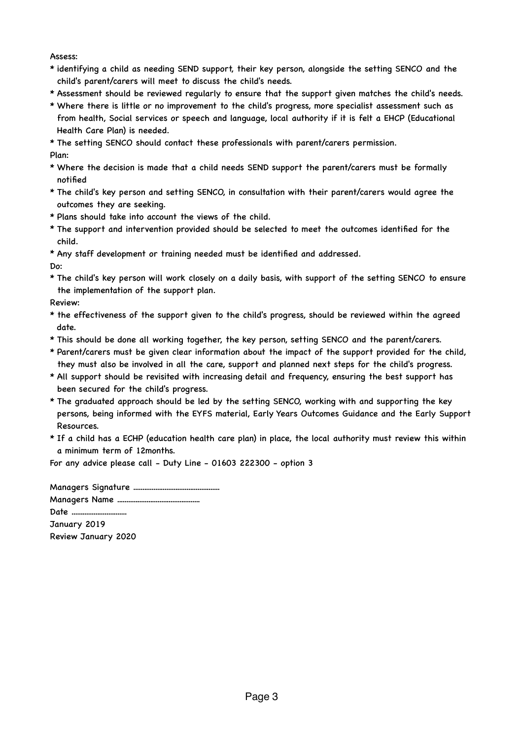Assess:

* identifying a child as needing SEND support, their key person, alongside the setting SENCO and the child's parent/carers will meet to discuss the child's needs.
* Assessment should be reviewed regularly to ensure that the support given matches the child's needs.
* Where there is little or no improvement to the child's progress, more specialist assessment such as from health, Social services or speech and language, local authority if it is felt a EHCP (Educational Health Care Plan) is needed.
* The setting SENCO should contact these professionals with parent/carers permission.

Plan:

* Where the decision is made that a child needs SEND support the parent/carers must be formally notified
* The child's key person and setting SENCO, in consultation with their parent/carers would agree the outcomes they are seeking.
* Plans should take into account the views of the child.
* The support and intervention provided should be selected to meet the outcomes identified for the child.
* Any staff development or training needed must be identified and addressed.

Do:

* The child's key person will work closely on a daily basis, with support of the setting SENCO to ensure the implementation of the support plan.

Review:

* the effectiveness of the support given to the child's progress, should be reviewed within the agreed date.
* This should be done all working together, the key person, setting SENCO and the parent/carers.
* Parent/carers must be given clear information about the impact of the support provided for the child, they must also be involved in all the care, support and planned next steps for the child's progress.
* All support should be revisited with increasing detail and frequency, ensuring the best support has been secured for the child's progress.
* The graduated approach should be led by the setting SENCO, working with and supporting the key persons, being informed with the EYFS material, Early Years Outcomes Guidance and the Early Support Resources.
* If a child has a ECHP (education health care plan) in place, the local authority must review this within a minimum term of 12months.

For any advice please call - Duty Line - 01603 222300 - option 3

Managers Signature ..............................................

Managers Name ............................................

Date ..............................

January 2019

Review January 2020